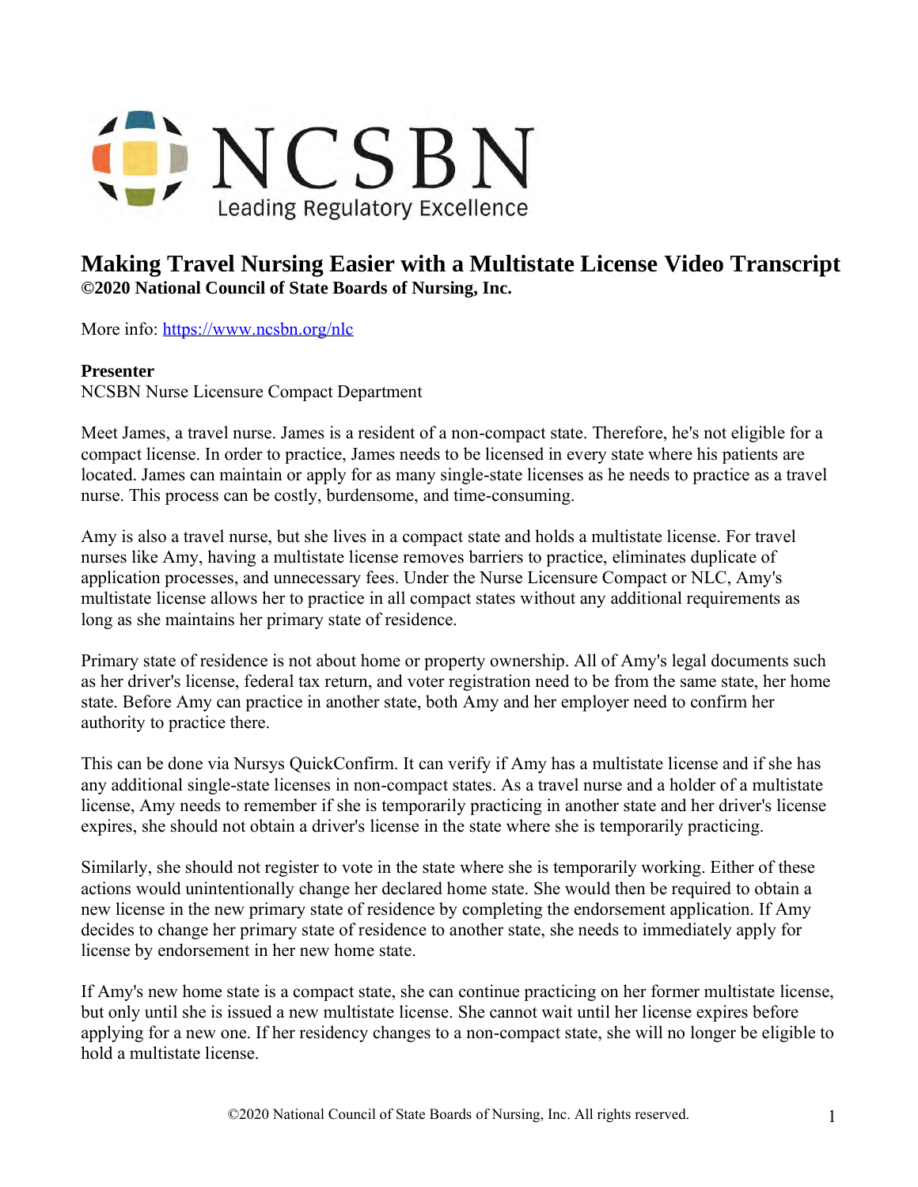NCSBN

Leading Regulatory Excellence

# Making Travel Nursing Easier with a Multistate License Video Transcript

**©2020 National Council of State Boards of Nursing, Inc.**

More info: https://www.ncsbn.org/nlc

**Presenter**

NCSBN Nurse Licensure Compact Department

Meet James, a travel nurse. James is a resident of a non-compact state. Therefore, he's not eligible for a compact license. In order to practice, James needs to be licensed in every state where his patients are located. James can maintain or apply for as many single-state licenses as he needs to practice as a travel nurse. This process can be costly, burdensome, and time-consuming.

Amy is also a travel nurse, but she lives in a compact state and holds a multistate license. For travel nurses like Amy, having a multistate license removes barriers to practice, eliminates duplicate of application processes, and unnecessary fees. Under the Nurse Licensure Compact or NLC, Amy's multistate license allows her to practice in all compact states without any additional requirements as long as she maintains her primary state of residence.

Primary state of residence is not about home or property ownership. All of Amy's legal documents such as her driver's license, federal tax return, and voter registration need to be from the same state, her home state. Before Amy can practice in another state, both Amy and her employer need to confirm her authority to practice there.

This can be done via Nursys QuickConfirm. It can verify if Amy has a multistate license and if she has any additional single-state licenses in non-compact states. As a travel nurse and a holder of a multistate license, Amy needs to remember if she is temporarily practicing in another state and her driver's license expires, she should not obtain a driver's license in the state where she is temporarily practicing.

Similarly, she should not register to vote in the state where she is temporarily working. Either of these actions would unintentionally change her declared home state. She would then be required to obtain a new license in the new primary state of residence by completing the endorsement application. If Amy decides to change her primary state of residence to another state, she needs to immediately apply for license by endorsement in her new home state.

If Amy's new home state is a compact state, she can continue practicing on her former multistate license, but only until she is issued a new multistate license. She cannot wait until her license expires before applying for a new one. If her residency changes to a non-compact state, she will no longer be eligible to hold a multistate license.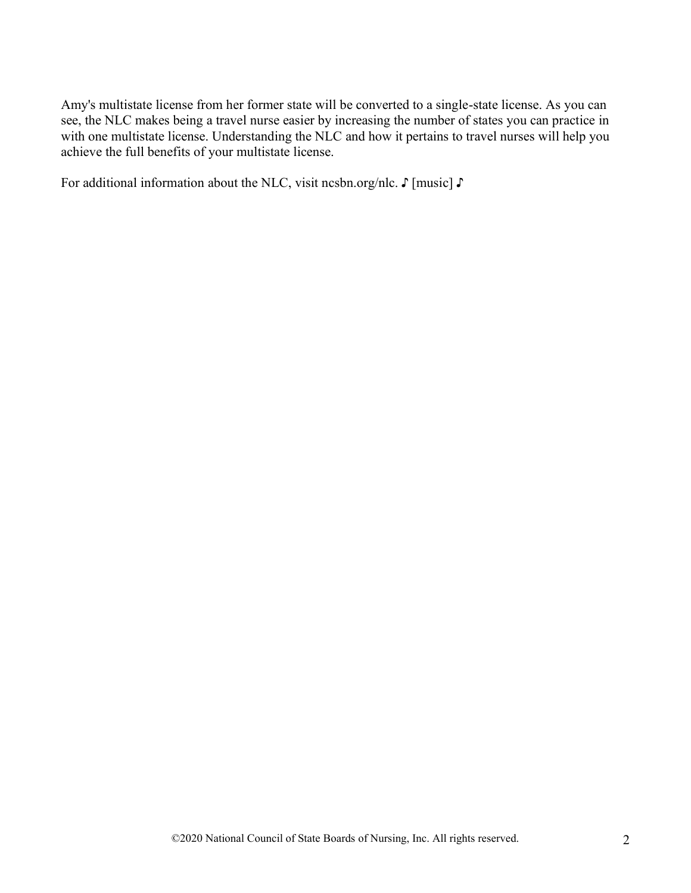Amy's multistate license from her former state will be converted to a single-state license. As you can see, the NLC makes being a travel nurse easier by increasing the number of states you can practice in with one multistate license. Understanding the NLC and how it pertains to travel nurses will help you achieve the full benefits of your multistate license.

For additional information about the NLC, visit ncsbn.org/nlc. ♪ [music] ♪

©2020 National Council of State Boards of Nursing, Inc. All rights reserved.